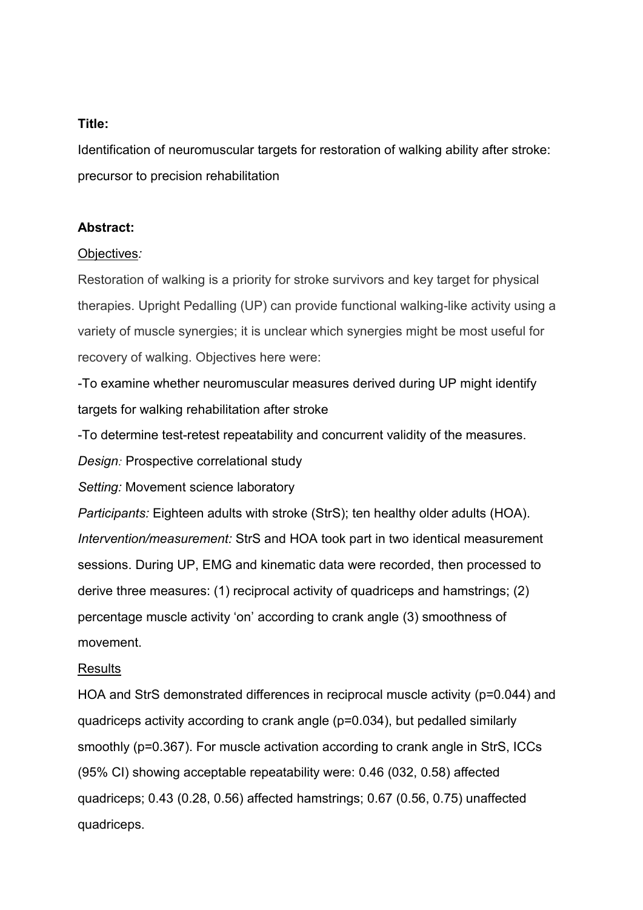**Title:**

Identification of neuromuscular targets for restoration of walking ability after stroke: precursor to precision rehabilitation

**Abstract:**

Objectives*:*

Restoration of walking is a priority for stroke survivors and key target for physical therapies. Upright Pedalling (UP) can provide functional walking-like activity using a variety of muscle synergies; it is unclear which synergies might be most useful for recovery of walking. Objectives here were:

-To examine whether neuromuscular measures derived during UP might identify targets for walking rehabilitation after stroke

-To determine test-retest repeatability and concurrent validity of the measures.

*Design:* Prospective correlational study

*Setting:* Movement science laboratory

*Participants:* Eighteen adults with stroke (StrS); ten healthy older adults (HOA).

*Intervention/measurement:* StrS and HOA took part in two identical measurement sessions. During UP, EMG and kinematic data were recorded, then processed to derive three measures: (1) reciprocal activity of quadriceps and hamstrings; (2) percentage muscle activity 'on' according to crank angle (3) smoothness of movement.

Results

HOA and StrS demonstrated differences in reciprocal muscle activity (p=0.044) and quadriceps activity according to crank angle (p=0.034), but pedalled similarly smoothly (p=0.367). For muscle activation according to crank angle in StrS, ICCs (95% CI) showing acceptable repeatability were: 0.46 (032, 0.58) affected quadriceps; 0.43 (0.28, 0.56) affected hamstrings; 0.67 (0.56, 0.75) unaffected quadriceps.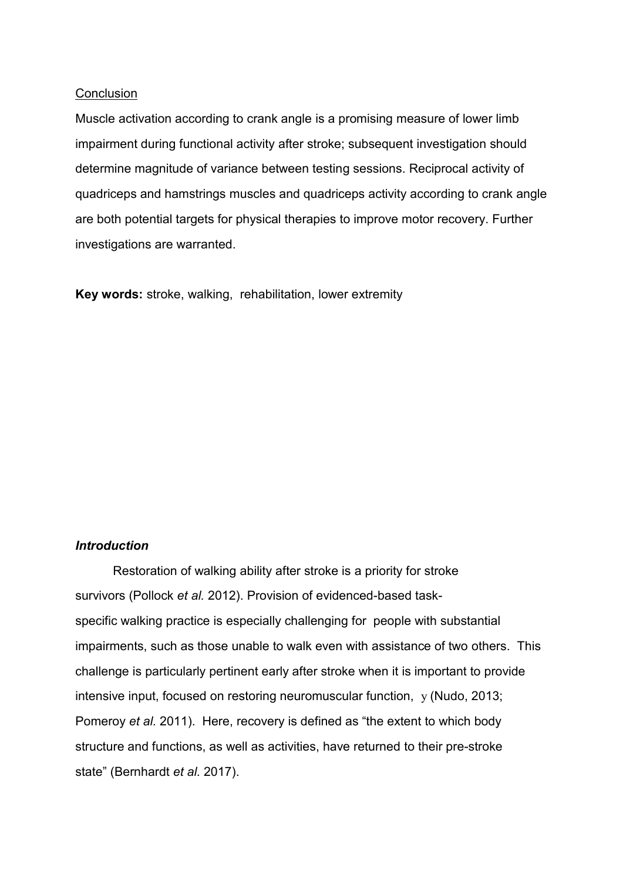Conclusion

Muscle activation according to crank angle is a promising measure of lower limb impairment during functional activity after stroke; subsequent investigation should determine magnitude of variance between testing sessions. Reciprocal activity of quadriceps and hamstrings muscles and quadriceps activity according to crank angle are both potential targets for physical therapies to improve motor recovery. Further investigations are warranted.

**Key words:** stroke, walking, rehabilitation, lower extremity

### *Introduction*

Restoration of walking ability after stroke is a priority for stroke survivors (Pollock *et al.* 2012). Provision of evidenced-based task-specific walking practice is especially challenging for people with substantial impairments, such as those unable to walk even with assistance of two others. This challenge is particularly pertinent early after stroke when it is important to provide intensive input, focused on restoring neuromuscular function, y (Nudo, 2013; Pomeroy *et al.* 2011). Here, recovery is defined as "the extent to which body structure and functions, as well as activities, have returned to their pre-stroke state" (Bernhardt *et al.* 2017).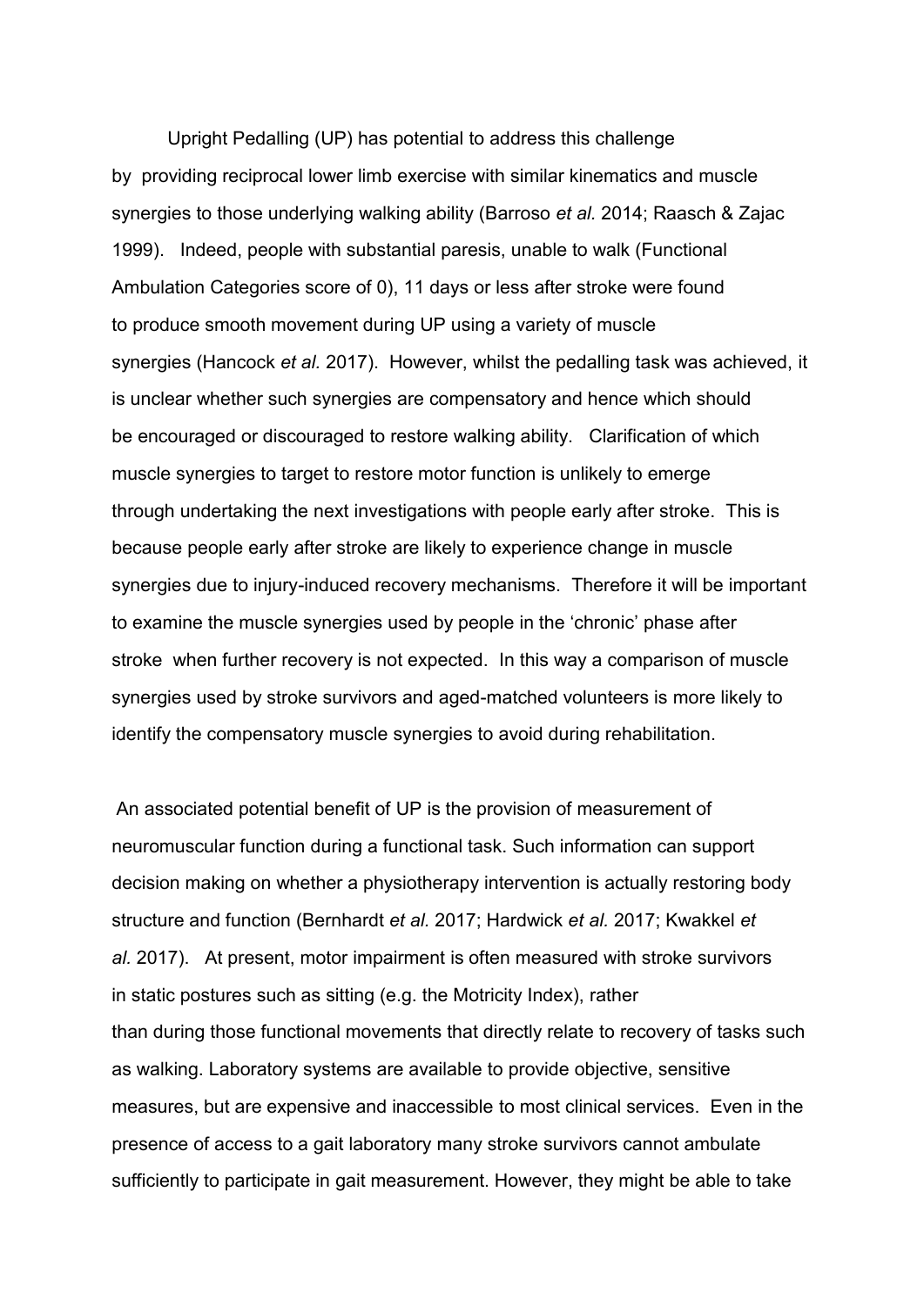Upright Pedalling (UP) has potential to address this challenge by providing reciprocal lower limb exercise with similar kinematics and muscle synergies to those underlying walking ability (Barroso *et al.* 2014; Raasch & Zajac 1999). Indeed, people with substantial paresis, unable to walk (Functional Ambulation Categories score of 0), 11 days or less after stroke were found to produce smooth movement during UP using a variety of muscle synergies (Hancock *et al.* 2017). However, whilst the pedalling task was achieved, it is unclear whether such synergies are compensatory and hence which should be encouraged or discouraged to restore walking ability. Clarification of which muscle synergies to target to restore motor function is unlikely to emerge through undertaking the next investigations with people early after stroke. This is because people early after stroke are likely to experience change in muscle synergies due to injury-induced recovery mechanisms. Therefore it will be important to examine the muscle synergies used by people in the 'chronic' phase after stroke when further recovery is not expected. In this way a comparison of muscle synergies used by stroke survivors and aged-matched volunteers is more likely to identify the compensatory muscle synergies to avoid during rehabilitation.

An associated potential benefit of UP is the provision of measurement of neuromuscular function during a functional task. Such information can support decision making on whether a physiotherapy intervention is actually restoring body structure and function (Bernhardt *et al.* 2017; Hardwick *et al.* 2017; Kwakkel *et al.* 2017). At present, motor impairment is often measured with stroke survivors in static postures such as sitting (e.g. the Motricity Index), rather than during those functional movements that directly relate to recovery of tasks such as walking. Laboratory systems are available to provide objective, sensitive measures, but are expensive and inaccessible to most clinical services. Even in the presence of access to a gait laboratory many stroke survivors cannot ambulate sufficiently to participate in gait measurement. However, they might be able to take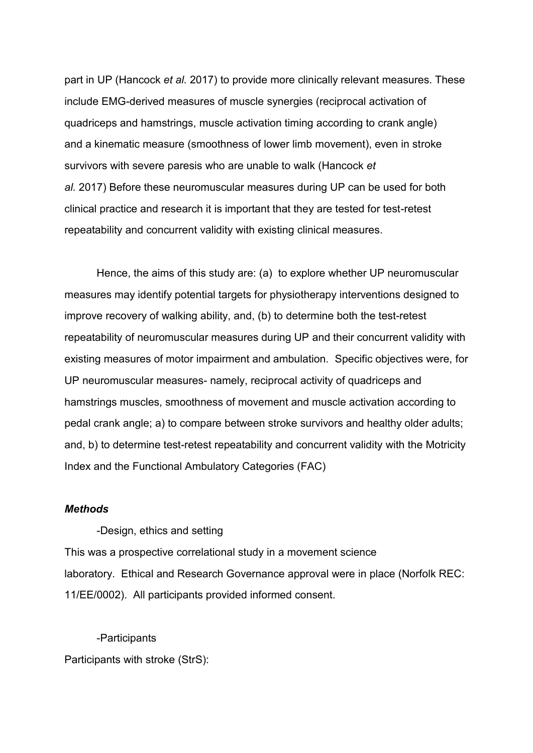part in UP (Hancock *et al.* 2017) to provide more clinically relevant measures. These include EMG-derived measures of muscle synergies (reciprocal activation of quadriceps and hamstrings, muscle activation timing according to crank angle) and a kinematic measure (smoothness of lower limb movement), even in stroke survivors with severe paresis who are unable to walk (Hancock *et al.* 2017) Before these neuromuscular measures during UP can be used for both clinical practice and research it is important that they are tested for test-retest repeatability and concurrent validity with existing clinical measures.

Hence, the aims of this study are: (a) to explore whether UP neuromuscular measures may identify potential targets for physiotherapy interventions designed to improve recovery of walking ability, and, (b) to determine both the test-retest repeatability of neuromuscular measures during UP and their concurrent validity with existing measures of motor impairment and ambulation. Specific objectives were, for UP neuromuscular measures- namely, reciprocal activity of quadriceps and hamstrings muscles, smoothness of movement and muscle activation according to pedal crank angle; a) to compare between stroke survivors and healthy older adults; and, b) to determine test-retest repeatability and concurrent validity with the Motricity Index and the Functional Ambulatory Categories (FAC)

***Methods***

-Design, ethics and setting

This was a prospective correlational study in a movement science laboratory. Ethical and Research Governance approval were in place (Norfolk REC: 11/EE/0002). All participants provided informed consent.

-Participants

Participants with stroke (StrS):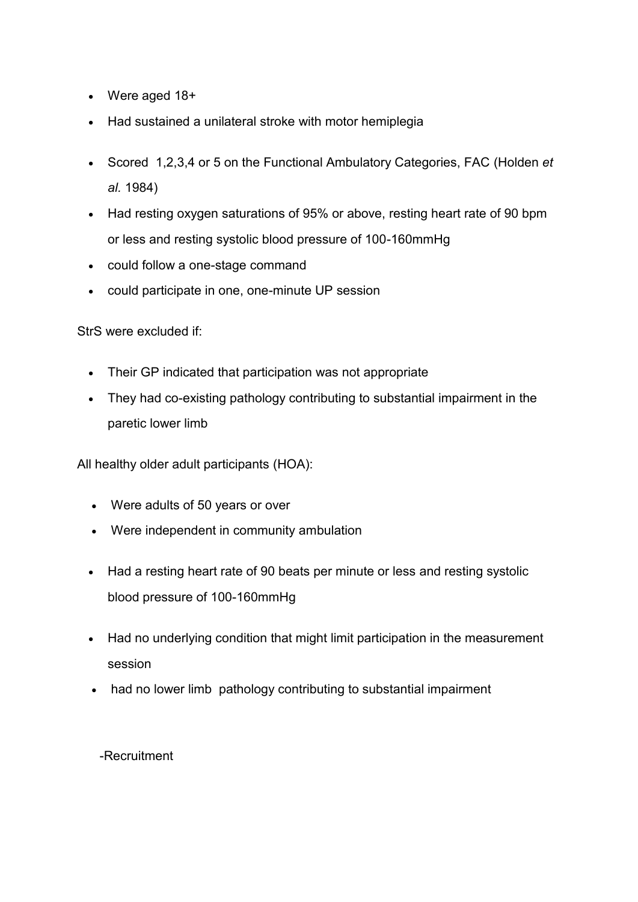- Were aged 18+
- Had sustained a unilateral stroke with motor hemiplegia
- Scored 1,2,3,4 or 5 on the Functional Ambulatory Categories, FAC (Holden *et al.* 1984)
- Had resting oxygen saturations of 95% or above, resting heart rate of 90 bpm or less and resting systolic blood pressure of 100-160mmHg
- could follow a one-stage command
- could participate in one, one-minute UP session

StrS were excluded if:

- Their GP indicated that participation was not appropriate
- They had co-existing pathology contributing to substantial impairment in the paretic lower limb

All healthy older adult participants (HOA):

- Were adults of 50 years or over
- Were independent in community ambulation
- Had a resting heart rate of 90 beats per minute or less and resting systolic blood pressure of 100-160mmHg
- Had no underlying condition that might limit participation in the measurement session
- had no lower limb pathology contributing to substantial impairment

-Recruitment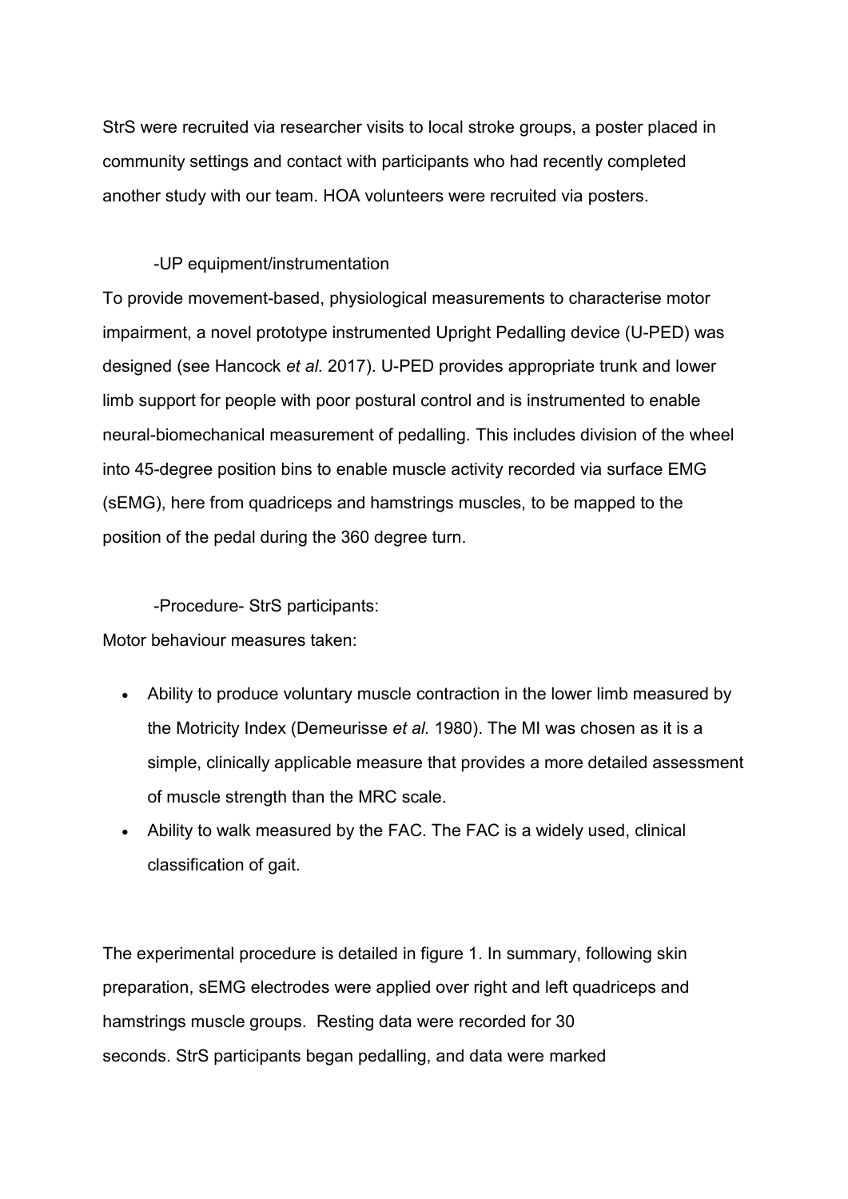StrS were recruited via researcher visits to local stroke groups, a poster placed in community settings and contact with participants who had recently completed another study with our team. HOA volunteers were recruited via posters.

-UP equipment/instrumentation

To provide movement-based, physiological measurements to characterise motor impairment, a novel prototype instrumented Upright Pedalling device (U-PED) was designed (see Hancock *et al.* 2017). U-PED provides appropriate trunk and lower limb support for people with poor postural control and is instrumented to enable neural-biomechanical measurement of pedalling. This includes division of the wheel into 45-degree position bins to enable muscle activity recorded via surface EMG (sEMG), here from quadriceps and hamstrings muscles, to be mapped to the position of the pedal during the 360 degree turn.

-Procedure- StrS participants:

Motor behaviour measures taken:

- Ability to produce voluntary muscle contraction in the lower limb measured by the Motricity Index (Demeurisse *et al.* 1980). The MI was chosen as it is a simple, clinically applicable measure that provides a more detailed assessment of muscle strength than the MRC scale.
- Ability to walk measured by the FAC. The FAC is a widely used, clinical classification of gait.

The experimental procedure is detailed in figure 1. In summary, following skin preparation, sEMG electrodes were applied over right and left quadriceps and hamstrings muscle groups. Resting data were recorded for 30 seconds. StrS participants began pedalling, and data were marked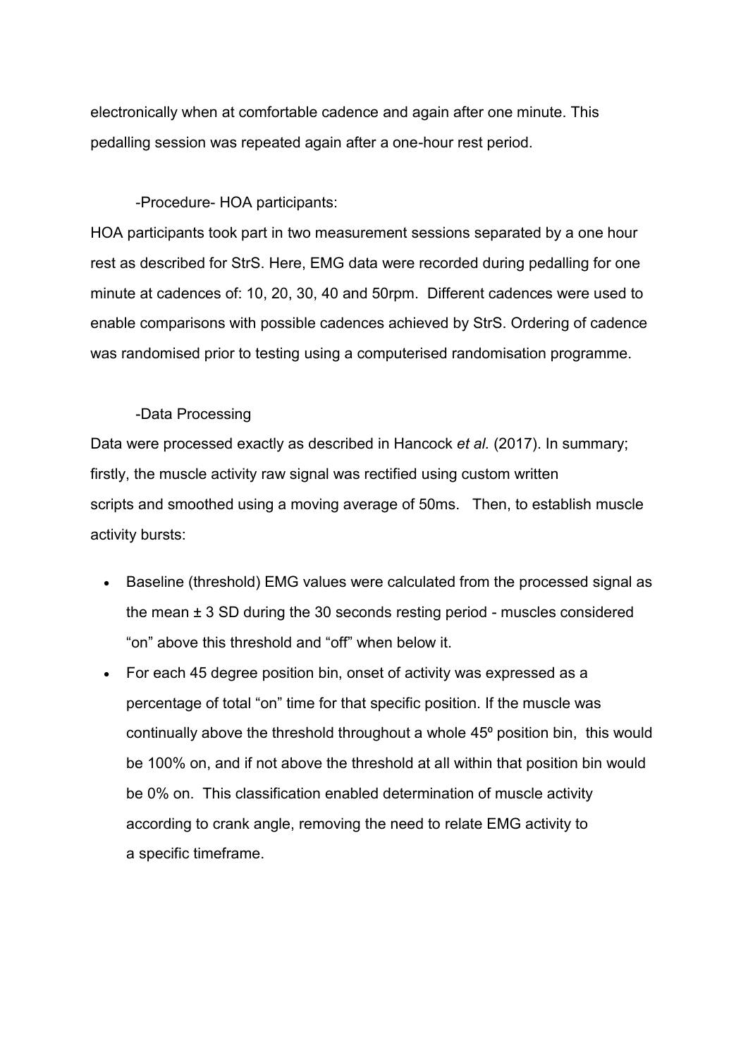electronically when at comfortable cadence and again after one minute. This pedalling session was repeated again after a one-hour rest period.

### -Procedure- HOA participants:

HOA participants took part in two measurement sessions separated by a one hour rest as described for StrS. Here, EMG data were recorded during pedalling for one minute at cadences of: 10, 20, 30, 40 and 50rpm. Different cadences were used to enable comparisons with possible cadences achieved by StrS. Ordering of cadence was randomised prior to testing using a computerised randomisation programme.

### -Data Processing

Data were processed exactly as described in Hancock *et al.* (2017). In summary; firstly, the muscle activity raw signal was rectified using custom written scripts and smoothed using a moving average of 50ms. Then, to establish muscle activity bursts:

- Baseline (threshold) EMG values were calculated from the processed signal as the mean ± 3 SD during the 30 seconds resting period - muscles considered "on" above this threshold and "off" when below it.
- For each 45 degree position bin, onset of activity was expressed as a percentage of total "on" time for that specific position. If the muscle was continually above the threshold throughout a whole 45º position bin, this would be 100% on, and if not above the threshold at all within that position bin would be 0% on. This classification enabled determination of muscle activity according to crank angle, removing the need to relate EMG activity to a specific timeframe.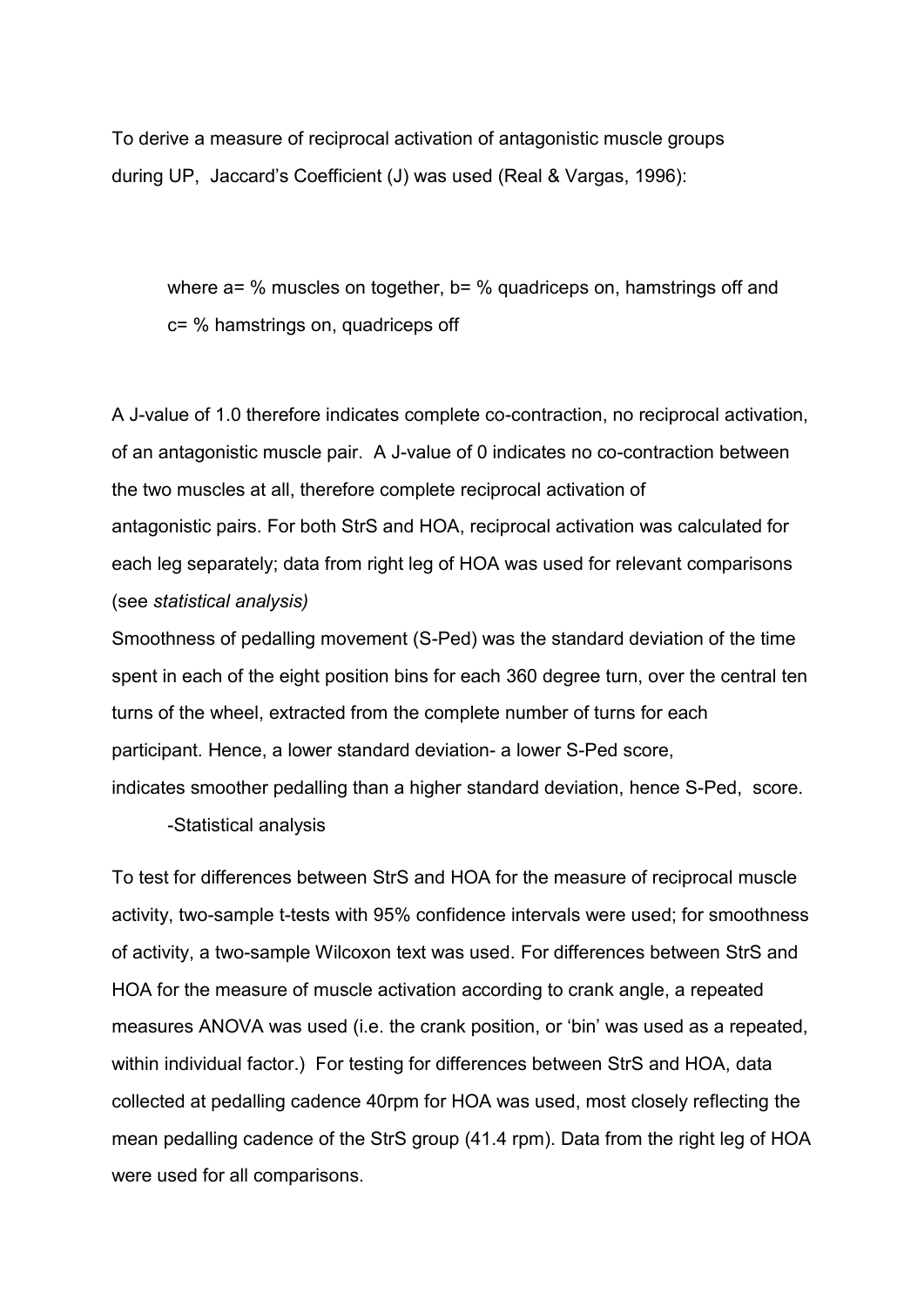To derive a measure of reciprocal activation of antagonistic muscle groups during UP, Jaccard's Coefficient (J) was used (Real & Vargas, 1996):

where a= % muscles on together, b= % quadriceps on, hamstrings off and c= % hamstrings on, quadriceps off

A J-value of 1.0 therefore indicates complete co-contraction, no reciprocal activation, of an antagonistic muscle pair. A J-value of 0 indicates no co-contraction between the two muscles at all, therefore complete reciprocal activation of antagonistic pairs. For both StrS and HOA, reciprocal activation was calculated for each leg separately; data from right leg of HOA was used for relevant comparisons (see *statistical analysis)*

Smoothness of pedalling movement (S-Ped) was the standard deviation of the time spent in each of the eight position bins for each 360 degree turn, over the central ten turns of the wheel, extracted from the complete number of turns for each participant. Hence, a lower standard deviation- a lower S-Ped score, indicates smoother pedalling than a higher standard deviation, hence S-Ped, score.

-Statistical analysis

To test for differences between StrS and HOA for the measure of reciprocal muscle activity, two-sample t-tests with 95% confidence intervals were used; for smoothness of activity, a two-sample Wilcoxon text was used. For differences between StrS and HOA for the measure of muscle activation according to crank angle, a repeated measures ANOVA was used (i.e. the crank position, or 'bin' was used as a repeated, within individual factor.) For testing for differences between StrS and HOA, data collected at pedalling cadence 40rpm for HOA was used, most closely reflecting the mean pedalling cadence of the StrS group (41.4 rpm). Data from the right leg of HOA were used for all comparisons.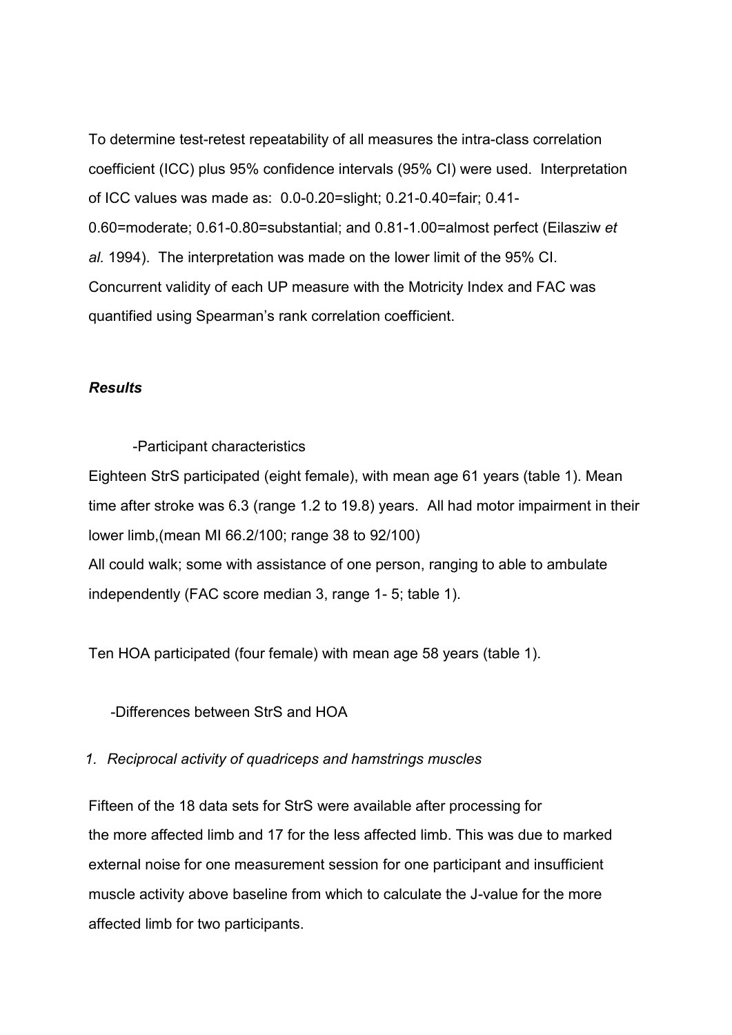To determine test-retest repeatability of all measures the intra-class correlation coefficient (ICC) plus 95% confidence intervals (95% CI) were used. Interpretation of ICC values was made as: 0.0-0.20=slight; 0.21-0.40=fair; 0.41-0.60=moderate; 0.61-0.80=substantial; and 0.81-1.00=almost perfect (Eilasziw *et al.* 1994). The interpretation was made on the lower limit of the 95% CI. Concurrent validity of each UP measure with the Motricity Index and FAC was quantified using Spearman's rank correlation coefficient.

### *Results*

-Participant characteristics

Eighteen StrS participated (eight female), with mean age 61 years (table 1). Mean time after stroke was 6.3 (range 1.2 to 19.8) years. All had motor impairment in their lower limb,(mean MI 66.2/100; range 38 to 92/100)

All could walk; some with assistance of one person, ranging to able to ambulate independently (FAC score median 3, range 1- 5; table 1).

Ten HOA participated (four female) with mean age 58 years (table 1).

-Differences between StrS and HOA

1. *Reciprocal activity of quadriceps and hamstrings muscles*

Fifteen of the 18 data sets for StrS were available after processing for the more affected limb and 17 for the less affected limb. This was due to marked external noise for one measurement session for one participant and insufficient muscle activity above baseline from which to calculate the J-value for the more affected limb for two participants.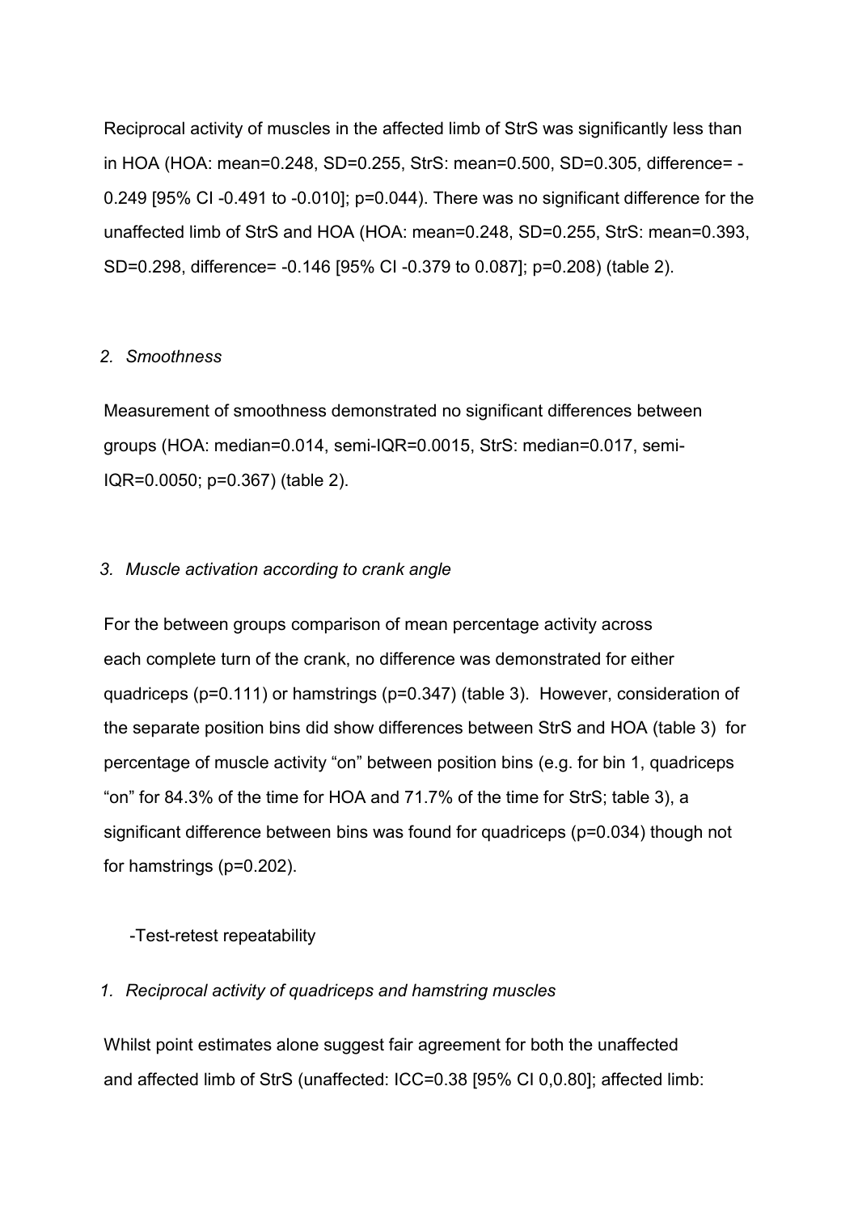Reciprocal activity of muscles in the affected limb of StrS was significantly less than in HOA (HOA: mean=0.248, SD=0.255, StrS: mean=0.500, SD=0.305, difference= -0.249 [95% CI -0.491 to -0.010]; p=0.044). There was no significant difference for the unaffected limb of StrS and HOA (HOA: mean=0.248, SD=0.255, StrS: mean=0.393, SD=0.298, difference= -0.146 [95% CI -0.379 to 0.087]; p=0.208) (table 2).

2. *Smoothness*

Measurement of smoothness demonstrated no significant differences between groups (HOA: median=0.014, semi-IQR=0.0015, StrS: median=0.017, semi-IQR=0.0050; p=0.367) (table 2).

3. *Muscle activation according to crank angle*

For the between groups comparison of mean percentage activity across each complete turn of the crank, no difference was demonstrated for either quadriceps (p=0.111) or hamstrings (p=0.347) (table 3). However, consideration of the separate position bins did show differences between StrS and HOA (table 3) for percentage of muscle activity "on" between position bins (e.g. for bin 1, quadriceps "on" for 84.3% of the time for HOA and 71.7% of the time for StrS; table 3), a significant difference between bins was found for quadriceps (p=0.034) though not for hamstrings (p=0.202).

-Test-retest repeatability

1. *Reciprocal activity of quadriceps and hamstring muscles*

Whilst point estimates alone suggest fair agreement for both the unaffected and affected limb of StrS (unaffected: ICC=0.38 [95% CI 0,0.80]; affected limb: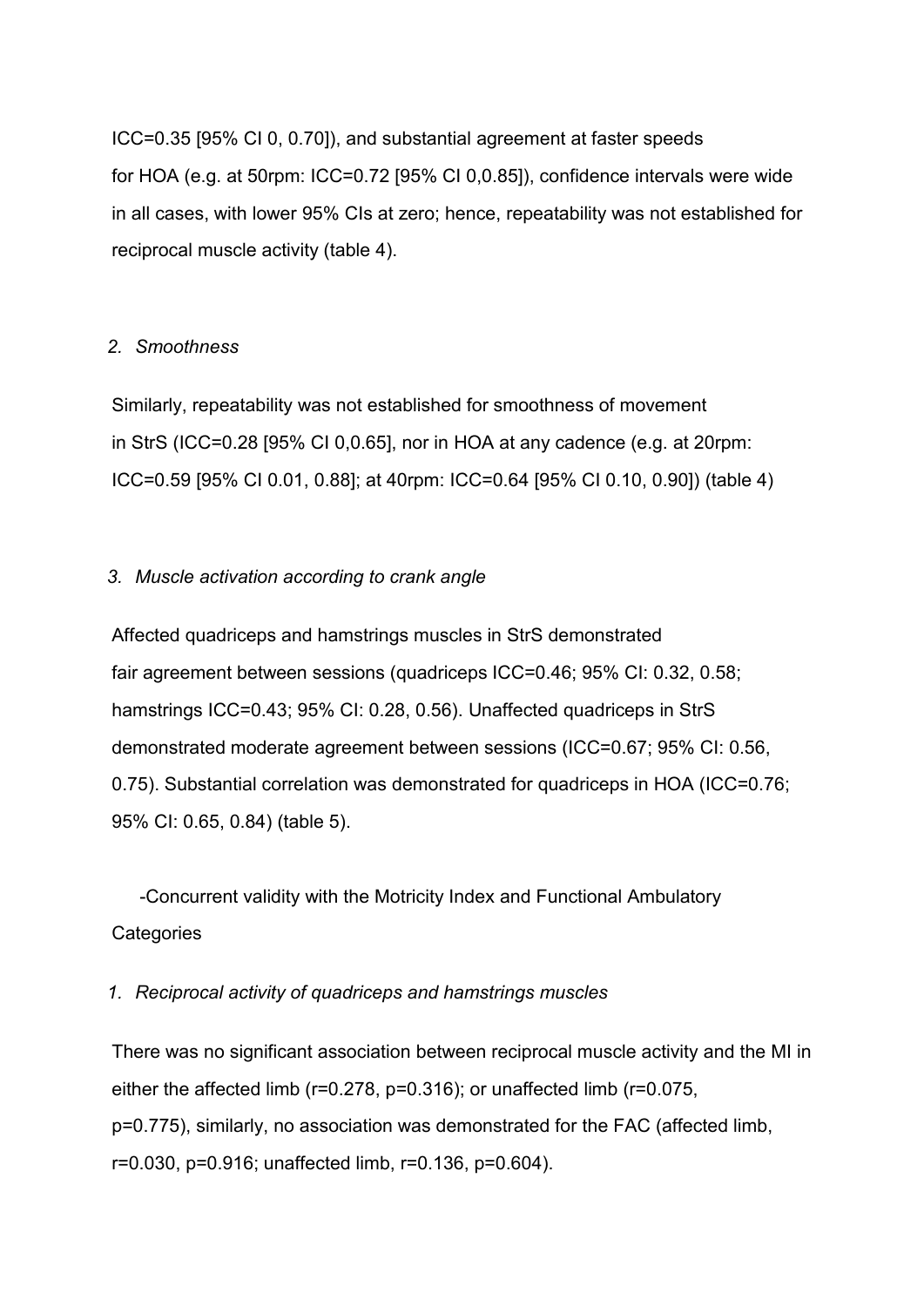ICC=0.35 [95% CI 0, 0.70]), and substantial agreement at faster speeds for HOA (e.g. at 50rpm: ICC=0.72 [95% CI 0,0.85]), confidence intervals were wide in all cases, with lower 95% CIs at zero; hence, repeatability was not established for reciprocal muscle activity (table 4).

*2. Smoothness*

Similarly, repeatability was not established for smoothness of movement in StrS (ICC=0.28 [95% CI 0,0.65], nor in HOA at any cadence (e.g. at 20rpm: ICC=0.59 [95% CI 0.01, 0.88]; at 40rpm: ICC=0.64 [95% CI 0.10, 0.90]) (table 4)

*3. Muscle activation according to crank angle*

Affected quadriceps and hamstrings muscles in StrS demonstrated fair agreement between sessions (quadriceps ICC=0.46; 95% CI: 0.32, 0.58; hamstrings ICC=0.43; 95% CI: 0.28, 0.56). Unaffected quadriceps in StrS demonstrated moderate agreement between sessions (ICC=0.67; 95% CI: 0.56, 0.75). Substantial correlation was demonstrated for quadriceps in HOA (ICC=0.76; 95% CI: 0.65, 0.84) (table 5).

-Concurrent validity with the Motricity Index and Functional Ambulatory Categories

*1. Reciprocal activity of quadriceps and hamstrings muscles*

There was no significant association between reciprocal muscle activity and the MI in either the affected limb ($r=0.278$, $p=0.316$); or unaffected limb ($r=0.075$, $p=0.775$), similarly, no association was demonstrated for the FAC (affected limb, $r=0.030$, $p=0.916$; unaffected limb, $r=0.136$, $p=0.604$).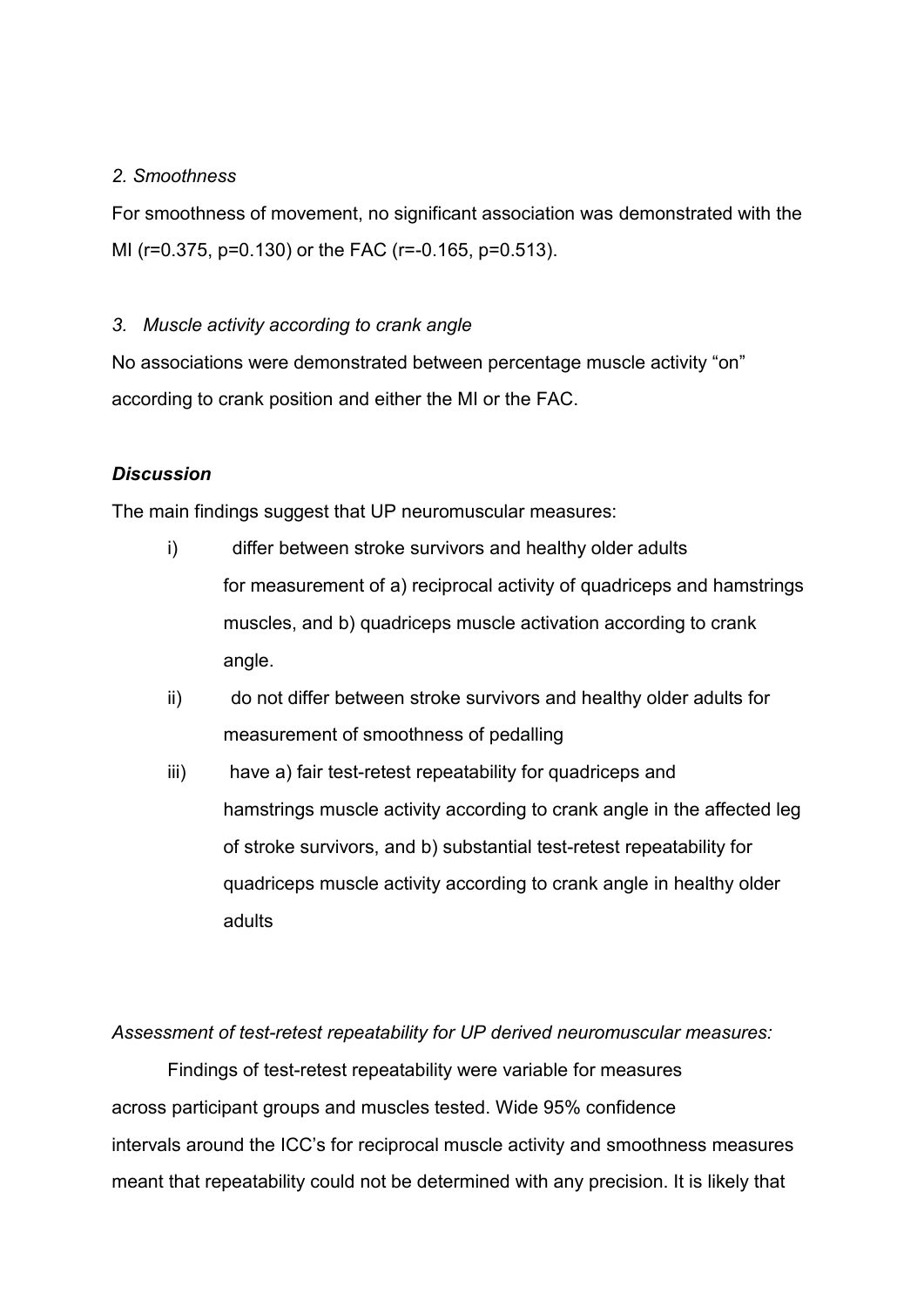*2. Smoothness*

For smoothness of movement, no significant association was demonstrated with the MI ($r=0.375$, $p=0.130$) or the FAC ($r=-0.165$, $p=0.513$).

*3. Muscle activity according to crank angle*

No associations were demonstrated between percentage muscle activity "on" according to crank position and either the MI or the FAC.

***Discussion***

The main findings suggest that UP neuromuscular measures:

i) differ between stroke survivors and healthy older adults for measurement of a) reciprocal activity of quadriceps and hamstrings muscles, and b) quadriceps muscle activation according to crank angle.

ii) do not differ between stroke survivors and healthy older adults for measurement of smoothness of pedalling

iii) have a) fair test-retest repeatability for quadriceps and hamstrings muscle activity according to crank angle in the affected leg of stroke survivors, and b) substantial test-retest repeatability for quadriceps muscle activity according to crank angle in healthy older adults

*Assessment of test-retest repeatability for UP derived neuromuscular measures:*

Findings of test-retest repeatability were variable for measures across participant groups and muscles tested. Wide 95% confidence intervals around the ICC's for reciprocal muscle activity and smoothness measures meant that repeatability could not be determined with any precision. It is likely that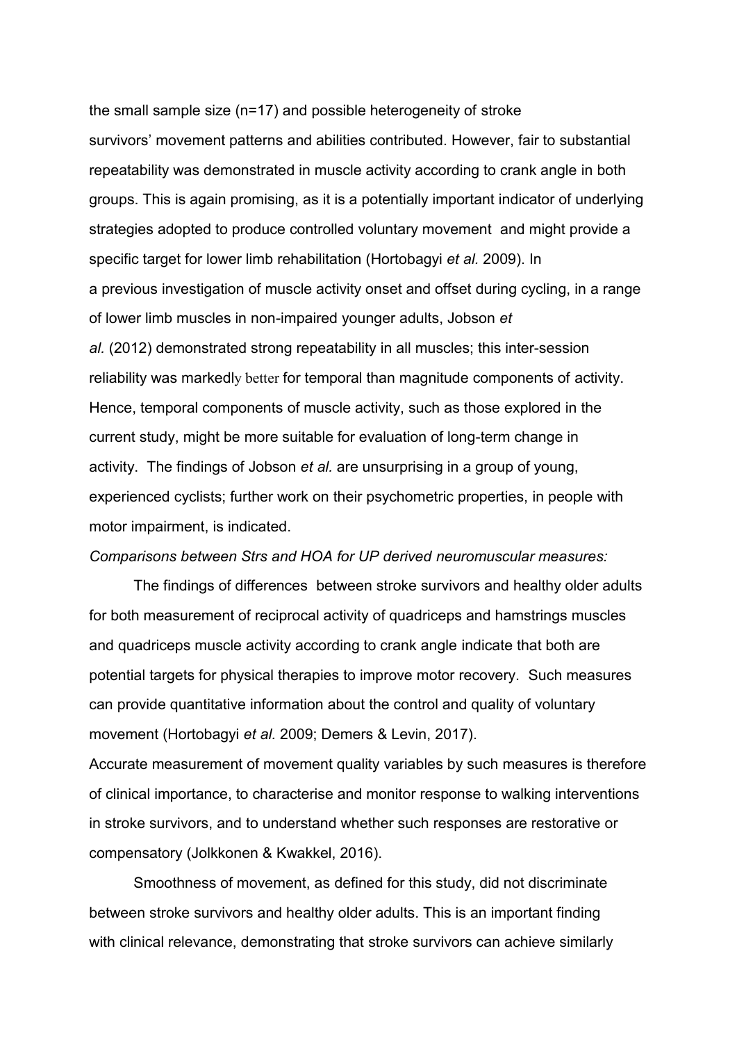the small sample size (n=17) and possible heterogeneity of stroke survivors' movement patterns and abilities contributed. However, fair to substantial repeatability was demonstrated in muscle activity according to crank angle in both groups. This is again promising, as it is a potentially important indicator of underlying strategies adopted to produce controlled voluntary movement and might provide a specific target for lower limb rehabilitation (Hortobagyi *et al.* 2009). In a previous investigation of muscle activity onset and offset during cycling, in a range of lower limb muscles in non-impaired younger adults, Jobson *et al.* (2012) demonstrated strong repeatability in all muscles; this inter-session reliability was markedly better for temporal than magnitude components of activity. Hence, temporal components of muscle activity, such as those explored in the current study, might be more suitable for evaluation of long-term change in activity. The findings of Jobson *et al.* are unsurprising in a group of young, experienced cyclists; further work on their psychometric properties, in people with motor impairment, is indicated.

*Comparisons between Strs and HOA for UP derived neuromuscular measures:*

The findings of differences between stroke survivors and healthy older adults for both measurement of reciprocal activity of quadriceps and hamstrings muscles and quadriceps muscle activity according to crank angle indicate that both are potential targets for physical therapies to improve motor recovery. Such measures can provide quantitative information about the control and quality of voluntary movement (Hortobagyi *et al.* 2009; Demers & Levin, 2017).

Accurate measurement of movement quality variables by such measures is therefore of clinical importance, to characterise and monitor response to walking interventions in stroke survivors, and to understand whether such responses are restorative or compensatory (Jolkkonen & Kwakkel, 2016).

Smoothness of movement, as defined for this study, did not discriminate between stroke survivors and healthy older adults. This is an important finding with clinical relevance, demonstrating that stroke survivors can achieve similarly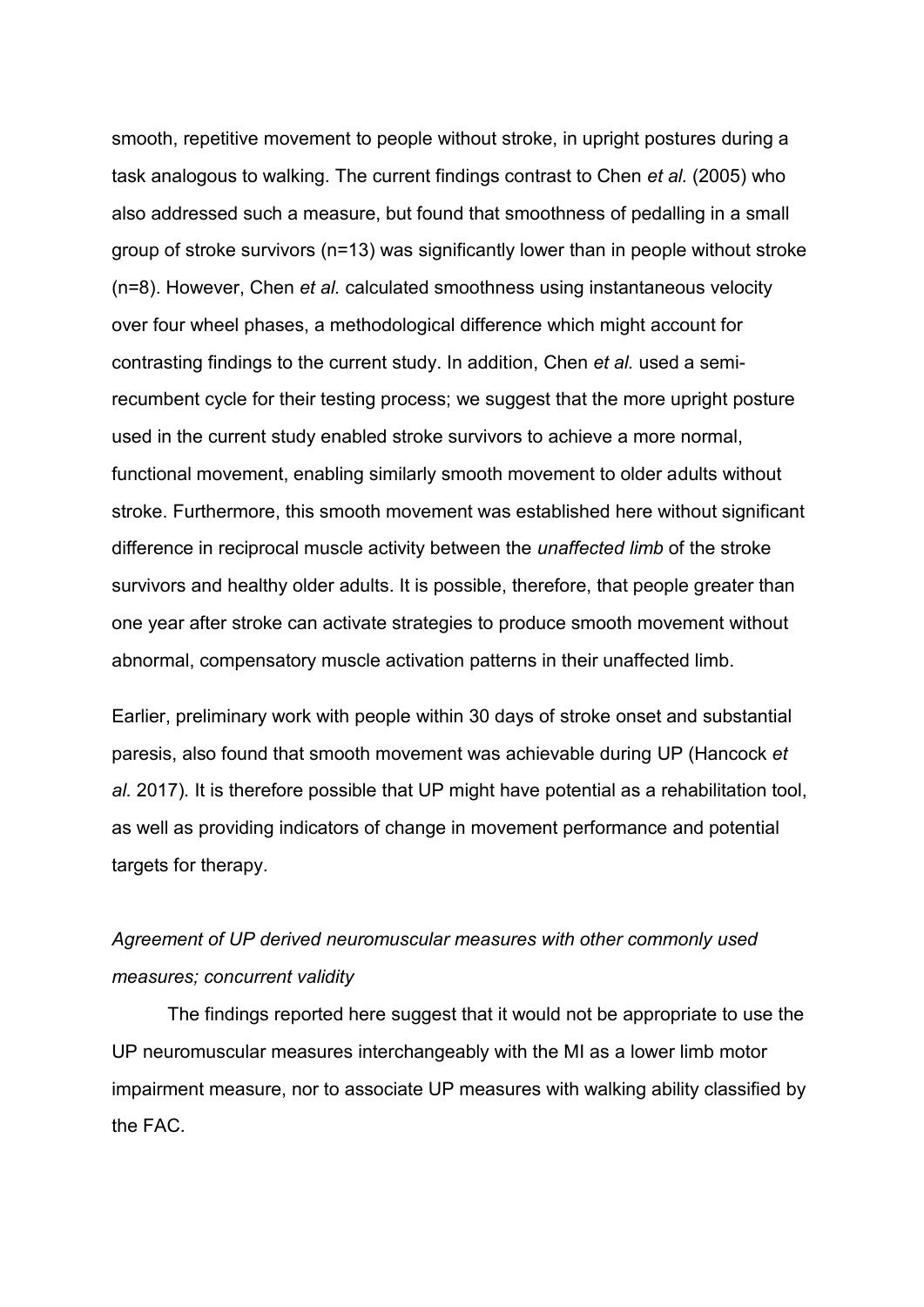smooth, repetitive movement to people without stroke, in upright postures during a task analogous to walking. The current findings contrast to Chen *et al.* (2005) who also addressed such a measure, but found that smoothness of pedalling in a small group of stroke survivors (n=13) was significantly lower than in people without stroke (n=8). However, Chen *et al.* calculated smoothness using instantaneous velocity over four wheel phases, a methodological difference which might account for contrasting findings to the current study. In addition, Chen *et al.* used a semi-recumbent cycle for their testing process; we suggest that the more upright posture used in the current study enabled stroke survivors to achieve a more normal, functional movement, enabling similarly smooth movement to older adults without stroke. Furthermore, this smooth movement was established here without significant difference in reciprocal muscle activity between the *unaffected limb* of the stroke survivors and healthy older adults. It is possible, therefore, that people greater than one year after stroke can activate strategies to produce smooth movement without abnormal, compensatory muscle activation patterns in their unaffected limb.

Earlier, preliminary work with people within 30 days of stroke onset and substantial paresis, also found that smooth movement was achievable during UP (Hancock *et al.* 2017)*.* It is therefore possible that UP might have potential as a rehabilitation tool, as well as providing indicators of change in movement performance and potential targets for therapy.

*Agreement of UP derived neuromuscular measures with other commonly used measures; concurrent validity*

The findings reported here suggest that it would not be appropriate to use the UP neuromuscular measures interchangeably with the MI as a lower limb motor impairment measure, nor to associate UP measures with walking ability classified by the FAC.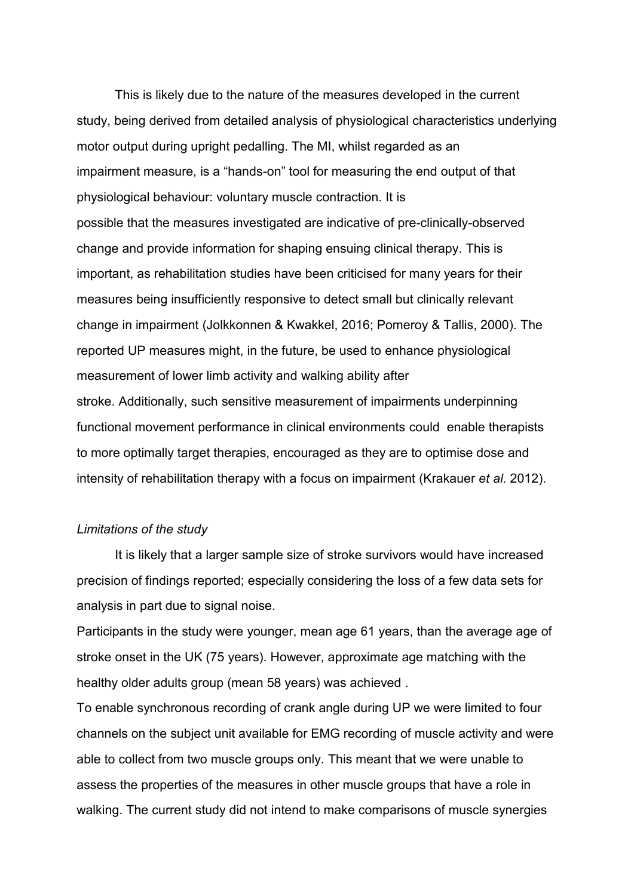This is likely due to the nature of the measures developed in the current study, being derived from detailed analysis of physiological characteristics underlying motor output during upright pedalling. The MI, whilst regarded as an impairment measure, is a "hands-on" tool for measuring the end output of that physiological behaviour: voluntary muscle contraction. It is possible that the measures investigated are indicative of pre-clinically-observed change and provide information for shaping ensuing clinical therapy. This is important, as rehabilitation studies have been criticised for many years for their measures being insufficiently responsive to detect small but clinically relevant change in impairment (Jolkkonnen & Kwakkel, 2016; Pomeroy & Tallis, 2000). The reported UP measures might, in the future, be used to enhance physiological measurement of lower limb activity and walking ability after stroke. Additionally, such sensitive measurement of impairments underpinning functional movement performance in clinical environments could enable therapists to more optimally target therapies, encouraged as they are to optimise dose and intensity of rehabilitation therapy with a focus on impairment (Krakauer *et al.* 2012).

*Limitations of the study*

It is likely that a larger sample size of stroke survivors would have increased precision of findings reported; especially considering the loss of a few data sets for analysis in part due to signal noise.

Participants in the study were younger, mean age 61 years, than the average age of stroke onset in the UK (75 years). However, approximate age matching with the healthy older adults group (mean 58 years) was achieved .

To enable synchronous recording of crank angle during UP we were limited to four channels on the subject unit available for EMG recording of muscle activity and were able to collect from two muscle groups only. This meant that we were unable to assess the properties of the measures in other muscle groups that have a role in walking. The current study did not intend to make comparisons of muscle synergies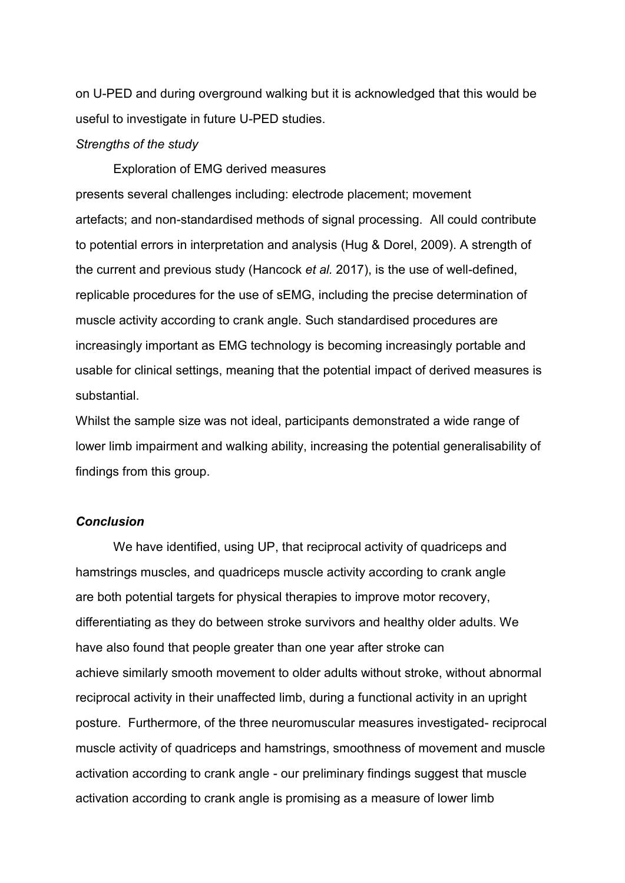on U-PED and during overground walking but it is acknowledged that this would be useful to investigate in future U-PED studies.

*Strengths of the study*

Exploration of EMG derived measures presents several challenges including: electrode placement; movement artefacts; and non-standardised methods of signal processing. All could contribute to potential errors in interpretation and analysis (Hug & Dorel, 2009). A strength of the current and previous study (Hancock *et al.* 2017), is the use of well-defined, replicable procedures for the use of sEMG, including the precise determination of muscle activity according to crank angle. Such standardised procedures are increasingly important as EMG technology is becoming increasingly portable and usable for clinical settings, meaning that the potential impact of derived measures is substantial.

Whilst the sample size was not ideal, participants demonstrated a wide range of lower limb impairment and walking ability, increasing the potential generalisability of findings from this group.

***Conclusion***

We have identified, using UP, that reciprocal activity of quadriceps and hamstrings muscles, and quadriceps muscle activity according to crank angle are both potential targets for physical therapies to improve motor recovery, differentiating as they do between stroke survivors and healthy older adults. We have also found that people greater than one year after stroke can achieve similarly smooth movement to older adults without stroke, without abnormal reciprocal activity in their unaffected limb, during a functional activity in an upright posture. Furthermore, of the three neuromuscular measures investigated- reciprocal muscle activity of quadriceps and hamstrings, smoothness of movement and muscle activation according to crank angle - our preliminary findings suggest that muscle activation according to crank angle is promising as a measure of lower limb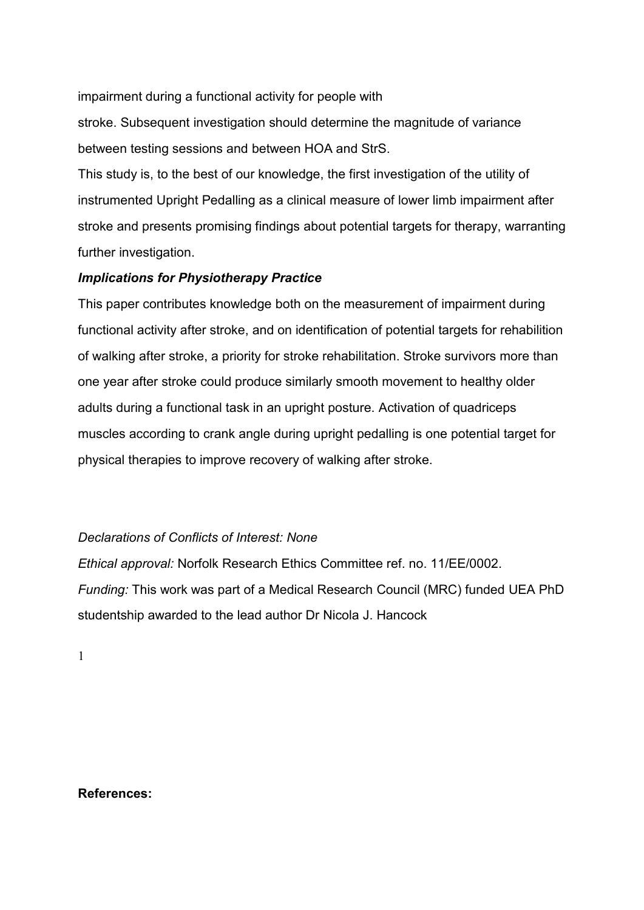impairment during a functional activity for people with stroke. Subsequent investigation should determine the magnitude of variance between testing sessions and between HOA and StrS.

This study is, to the best of our knowledge, the first investigation of the utility of instrumented Upright Pedalling as a clinical measure of lower limb impairment after stroke and presents promising findings about potential targets for therapy, warranting further investigation.

***Implications for Physiotherapy Practice***

This paper contributes knowledge both on the measurement of impairment during functional activity after stroke, and on identification of potential targets for rehabilition of walking after stroke, a priority for stroke rehabilitation. Stroke survivors more than one year after stroke could produce similarly smooth movement to healthy older adults during a functional task in an upright posture. Activation of quadriceps muscles according to crank angle during upright pedalling is one potential target for physical therapies to improve recovery of walking after stroke.

*Declarations of Conflicts of Interest: None*

*Ethical approval:* Norfolk Research Ethics Committee ref. no. 11/EE/0002.

*Funding:* This work was part of a Medical Research Council (MRC) funded UEA PhD studentship awarded to the lead author Dr Nicola J. Hancock

1

**References:**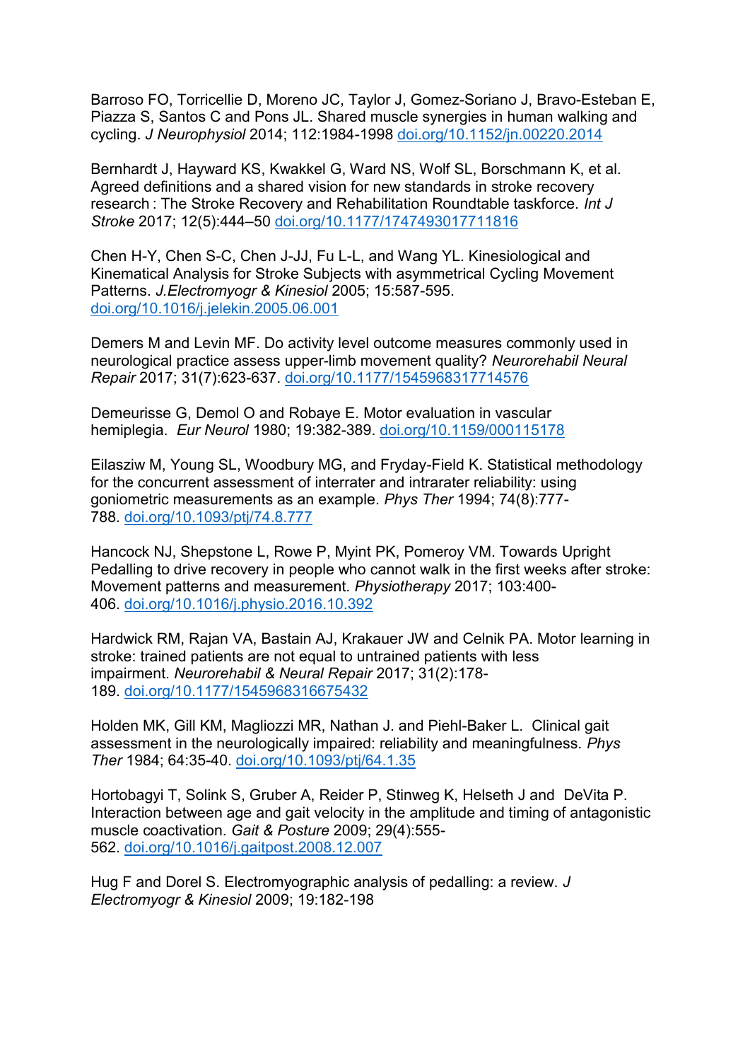Barroso FO, Torricellie D, Moreno JC, Taylor J, Gomez-Soriano J, Bravo-Esteban E, Piazza S, Santos C and Pons JL. Shared muscle synergies in human walking and cycling. *J Neurophysiol* 2014; 112:1984-1998 doi.org/10.1152/jn.00220.2014

Bernhardt J, Hayward KS, Kwakkel G, Ward NS, Wolf SL, Borschmann K, et al. Agreed definitions and a shared vision for new standards in stroke recovery research : The Stroke Recovery and Rehabilitation Roundtable taskforce. *Int J Stroke* 2017; 12(5):444–50 doi.org/10.1177/1747493017711816

Chen H-Y, Chen S-C, Chen J-JJ, Fu L-L, and Wang YL. Kinesiological and Kinematical Analysis for Stroke Subjects with asymmetrical Cycling Movement Patterns. *J.Electromyogr & Kinesiol* 2005; 15:587-595. doi.org/10.1016/j.jelekin.2005.06.001

Demers M and Levin MF. Do activity level outcome measures commonly used in neurological practice assess upper-limb movement quality? *Neurorehabil Neural Repair* 2017; 31(7):623-637. doi.org/10.1177/1545968317714576

Demeurisse G, Demol O and Robaye E. Motor evaluation in vascular hemiplegia. *Eur Neurol* 1980; 19:382-389. doi.org/10.1159/000115178

Eilasziw M, Young SL, Woodbury MG, and Fryday-Field K. Statistical methodology for the concurrent assessment of interrater and intrarater reliability: using goniometric measurements as an example. *Phys Ther* 1994; 74(8):777-788. doi.org/10.1093/ptj/74.8.777

Hancock NJ, Shepstone L, Rowe P, Myint PK, Pomeroy VM. Towards Upright Pedalling to drive recovery in people who cannot walk in the first weeks after stroke: Movement patterns and measurement. *Physiotherapy* 2017; 103:400-406. doi.org/10.1016/j.physio.2016.10.392

Hardwick RM, Rajan VA, Bastain AJ, Krakauer JW and Celnik PA. Motor learning in stroke: trained patients are not equal to untrained patients with less impairment. *Neurorehabil & Neural Repair* 2017; 31(2):178-189. doi.org/10.1177/1545968316675432

Holden MK, Gill KM, Magliozzi MR, Nathan J. and Piehl-Baker L. Clinical gait assessment in the neurologically impaired: reliability and meaningfulness. *Phys Ther* 1984; 64:35-40. doi.org/10.1093/ptj/64.1.35

Hortobagyi T, Solink S, Gruber A, Reider P, Stinweg K, Helseth J and DeVita P. Interaction between age and gait velocity in the amplitude and timing of antagonistic muscle coactivation. *Gait & Posture* 2009; 29(4):555-562. doi.org/10.1016/j.gaitpost.2008.12.007

Hug F and Dorel S. Electromyographic analysis of pedalling: a review. *J Electromyogr & Kinesiol* 2009; 19:182-198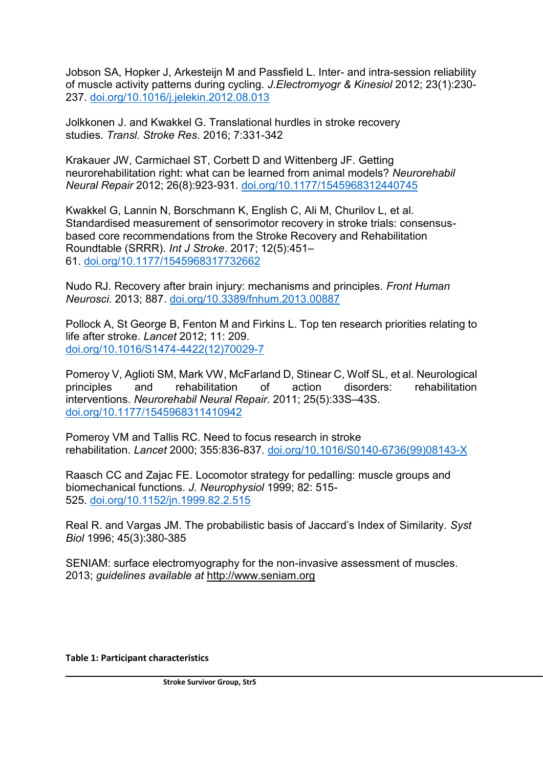Jobson SA, Hopker J, Arkesteijn M and Passfield L. Inter- and intra-session reliability of muscle activity patterns during cycling. *J.Electromyogr & Kinesiol* 2012; 23(1):230-237. doi.org/10.1016/j.jelekin.2012.08.013

Jolkkonen J. and Kwakkel G. Translational hurdles in stroke recovery studies. *Transl. Stroke Res*. 2016; 7:331-342

Krakauer JW, Carmichael ST, Corbett D and Wittenberg JF. Getting neurorehabilitation right: what can be learned from animal models? *Neurorehabil Neural Repair* 2012; 26(8):923-931. doi.org/10.1177/1545968312440745

Kwakkel G, Lannin N, Borschmann K, English C, Ali M, Churilov L, et al. Standardised measurement of sensorimotor recovery in stroke trials: consensus-based core recommendations from the Stroke Recovery and Rehabilitation Roundtable (SRRR). *Int J Stroke*. 2017; 12(5):451–61. doi.org/10.1177/1545968317732662

Nudo RJ. Recovery after brain injury: mechanisms and principles. *Front Human Neurosci.* 2013; 887. doi.org/10.3389/fnhum.2013.00887

Pollock A, St George B, Fenton M and Firkins L. Top ten research priorities relating to life after stroke. *Lancet* 2012; 11: 209. doi.org/10.1016/S1474-4422(12)70029-7

Pomeroy V, Aglioti SM, Mark VW, McFarland D, Stinear C, Wolf SL, et al. Neurological principles and rehabilitation of action disorders: rehabilitation interventions. *Neurorehabil Neural Repair*. 2011; 25(5):33S–43S. doi.org/10.1177/1545968311410942

Pomeroy VM and Tallis RC. Need to focus research in stroke rehabilitation. *Lancet* 2000; 355:836-837. doi.org/10.1016/S0140-6736(99)08143-X

Raasch CC and Zajac FE. Locomotor strategy for pedalling: muscle groups and biomechanical functions. *J. Neurophysiol* 1999; 82: 515-525. doi.org/10.1152/jn.1999.82.2.515

Real R. and Vargas JM. The probabilistic basis of Jaccard's Index of Similarity. *Syst Biol* 1996; 45(3):380-385

SENIAM: surface electromyography for the non-invasive assessment of muscles. 2013; *guidelines available at* http://www.seniam.org

**Table 1: Participant characteristics**

| | Stroke Survivor Group, StrS |
|---|---|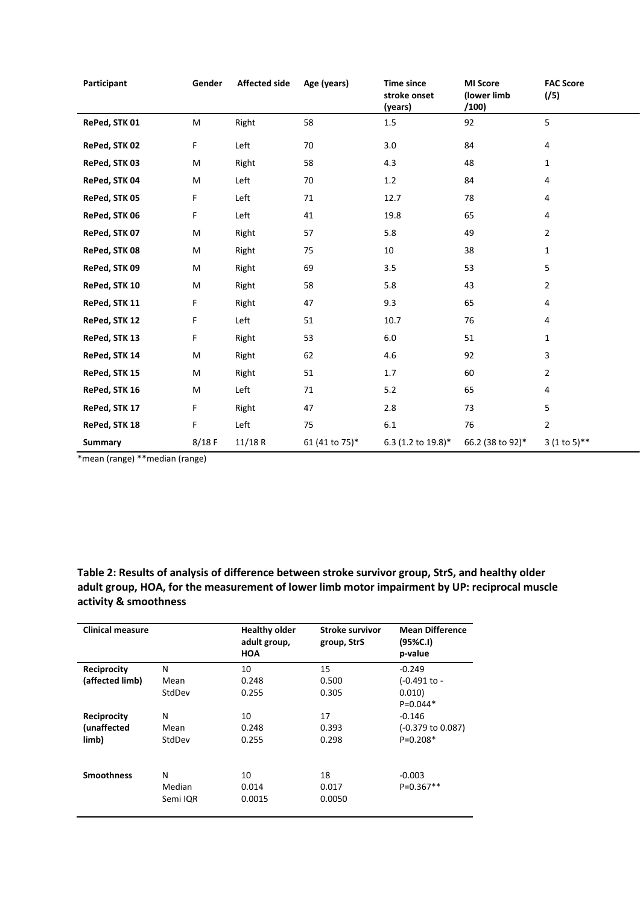| Participant | Gender | Affected side | Age (years) | Time since stroke onset (years) | MI Score (lower limb /100) | FAC Score (/5) |
|---|---|---|---|---|---|---|
| RePed, STK 01 | M | Right | 58 | 1.5 | 92 | 5 |
| RePed, STK 02 | F | Left | 70 | 3.0 | 84 | 4 |
| RePed, STK 03 | M | Right | 58 | 4.3 | 48 | 1 |
| RePed, STK 04 | M | Left | 70 | 1.2 | 84 | 4 |
| RePed, STK 05 | F | Left | 71 | 12.7 | 78 | 4 |
| RePed, STK 06 | F | Left | 41 | 19.8 | 65 | 4 |
| RePed, STK 07 | M | Right | 57 | 5.8 | 49 | 2 |
| RePed, STK 08 | M | Right | 75 | 10 | 38 | 1 |
| RePed, STK 09 | M | Right | 69 | 3.5 | 53 | 5 |
| RePed, STK 10 | M | Right | 58 | 5.8 | 43 | 2 |
| RePed, STK 11 | F | Right | 47 | 9.3 | 65 | 4 |
| RePed, STK 12 | F | Left | 51 | 10.7 | 76 | 4 |
| RePed, STK 13 | F | Right | 53 | 6.0 | 51 | 1 |
| RePed, STK 14 | M | Right | 62 | 4.6 | 92 | 3 |
| RePed, STK 15 | M | Right | 51 | 1.7 | 60 | 2 |
| RePed, STK 16 | M | Left | 71 | 5.2 | 65 | 4 |
| RePed, STK 17 | F | Right | 47 | 2.8 | 73 | 5 |
| RePed, STK 18 | F | Left | 75 | 6.1 | 76 | 2 |
| **Summary** | 8/18 F | 11/18 R | 61 (41 to 75)* | 6.3 (1.2 to 19.8)* | 66.2 (38 to 92)* | 3 (1 to 5)** |

*mean (range) **median (range)

**Table 2: Results of analysis of difference between stroke survivor group, StrS, and healthy older adult group, HOA, for the measurement of lower limb motor impairment by UP: reciprocal muscle activity & smoothness**

| Clinical measure | | Healthy older adult group, HOA | Stroke survivor group, StrS | Mean Difference (95%C.I) p-value |
|---|---|---|---|---|
| **Reciprocity (affected limb)** | N<br>Mean<br>StdDev | 10<br>0.248<br>0.255 | 15<br>0.500<br>0.305 | -0.249<br>(-0.491 to -0.010)<br>P=0.044* |
| **Reciprocity (unaffected limb)** | N<br>Mean<br>StdDev | 10<br>0.248<br>0.255 | 17<br>0.393<br>0.298 | -0.146<br>(-0.379 to 0.087)<br>P=0.208* |
| **Smoothness** | N<br>Median<br>Semi IQR | 10<br>0.014<br>0.0015 | 18<br>0.017<br>0.0050 | -0.003<br>P=0.367** |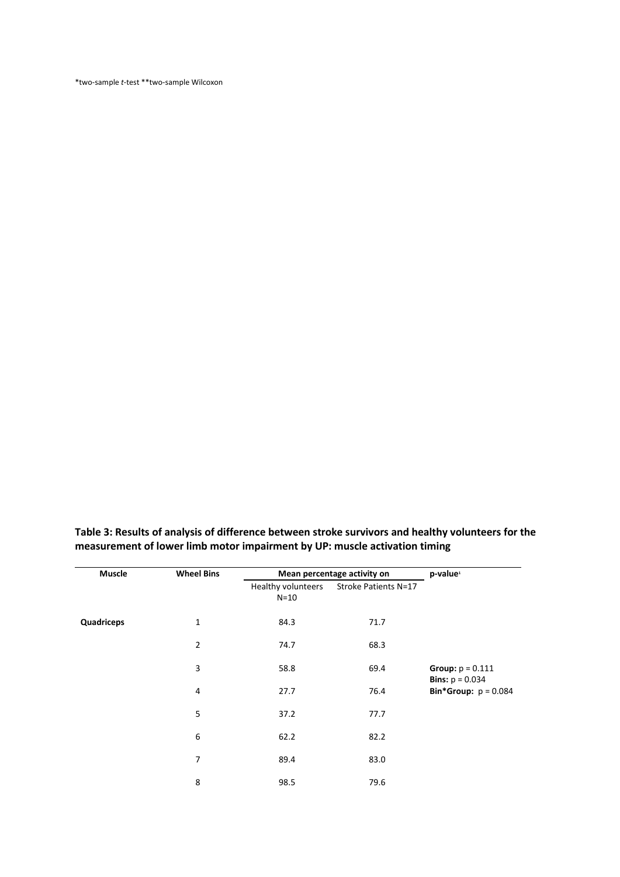*two-sample *t*-test **two-sample Wilcoxon

**Table 3: Results of analysis of difference between stroke survivors and healthy volunteers for the measurement of lower limb motor impairment by UP: muscle activation timing**

| Muscle | Wheel Bins | Mean percentage activity on | | p-value[1] |
|---|---|---|---|---|
| | | Healthy volunteers N=10 | Stroke Patients N=17 | |
| **Quadriceps** | 1 | 84.3 | 71.7 | |
| | 2 | 74.7 | 68.3 | |
| | 3 | 58.8 | 69.4 | **Group:** $p = 0.111$ **Bins:** $p = 0.034$ |
| | 4 | 27.7 | 76.4 | **Bin*Group:** $p = 0.084$ |
| | 5 | 37.2 | 77.7 | |
| | 6 | 62.2 | 82.2 | |
| | 7 | 89.4 | 83.0 | |
| | 8 | 98.5 | 79.6 | |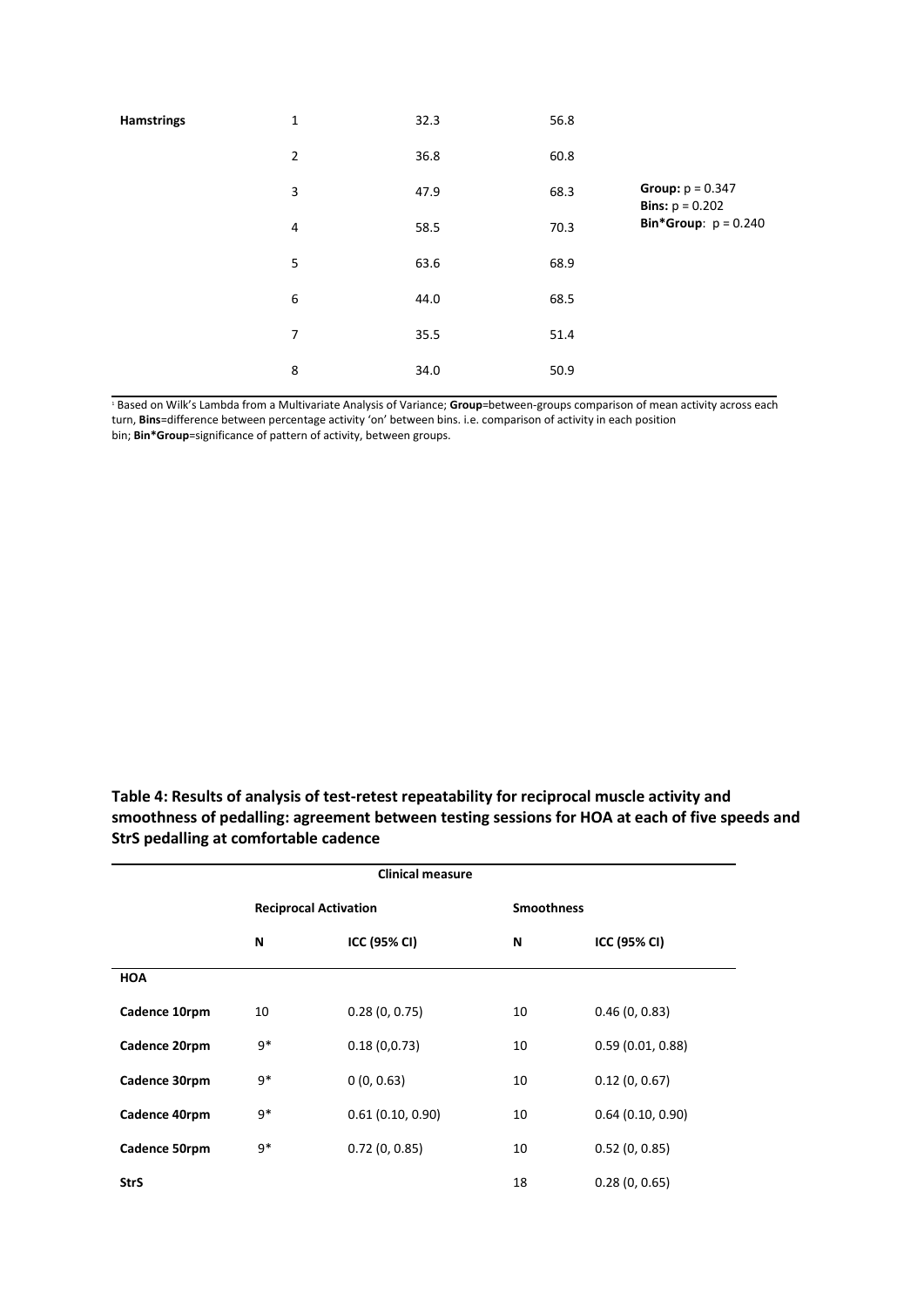| | | | | |
|---|---|---|---|---|
| **Hamstrings** | 1 | 32.3 | 56.8 | |
| | 2 | 36.8 | 60.8 | |
| | 3 | 47.9 | 68.3 | **Group:** p = 0.347 |
| | 4 | 58.5 | 70.3 | **Bins:** p = 0.202 |
| | 5 | 63.6 | 68.9 | **Bin*Group**: p = 0.240 |
| | 6 | 44.0 | 68.5 | |
| | 7 | 35.5 | 51.4 | |
| | 8 | 34.0 | 50.9 | |

[1] Based on Wilk's Lambda from a Multivariate Analysis of Variance; **Group**=between-groups comparison of mean activity across each turn, **Bins**=difference between percentage activity 'on' between bins. i.e. comparison of activity in each position bin; **Bin*Group**=significance of pattern of activity, between groups.

**Table 4: Results of analysis of test-retest repeatability for reciprocal muscle activity and smoothness of pedalling: agreement between testing sessions for HOA at each of five speeds and StrS pedalling at comfortable cadence**

| | Clinical measure | | | |
|---|---|---|---|---|
| | Reciprocal Activation | | Smoothness | |
| | **N** | **ICC (95% CI)** | **N** | **ICC (95% CI)** |
| **HOA** | | | | |
| **Cadence 10rpm** | 10 | 0.28 (0, 0.75) | 10 | 0.46 (0, 0.83) |
| **Cadence 20rpm** | 9* | 0.18 (0,0.73) | 10 | 0.59 (0.01, 0.88) |
| **Cadence 30rpm** | 9* | 0 (0, 0.63) | 10 | 0.12 (0, 0.67) |
| **Cadence 40rpm** | 9* | 0.61 (0.10, 0.90) | 10 | 0.64 (0.10, 0.90) |
| **Cadence 50rpm** | 9* | 0.72 (0, 0.85) | 10 | 0.52 (0, 0.85) |
| **StrS** | | | 18 | 0.28 (0, 0.65) |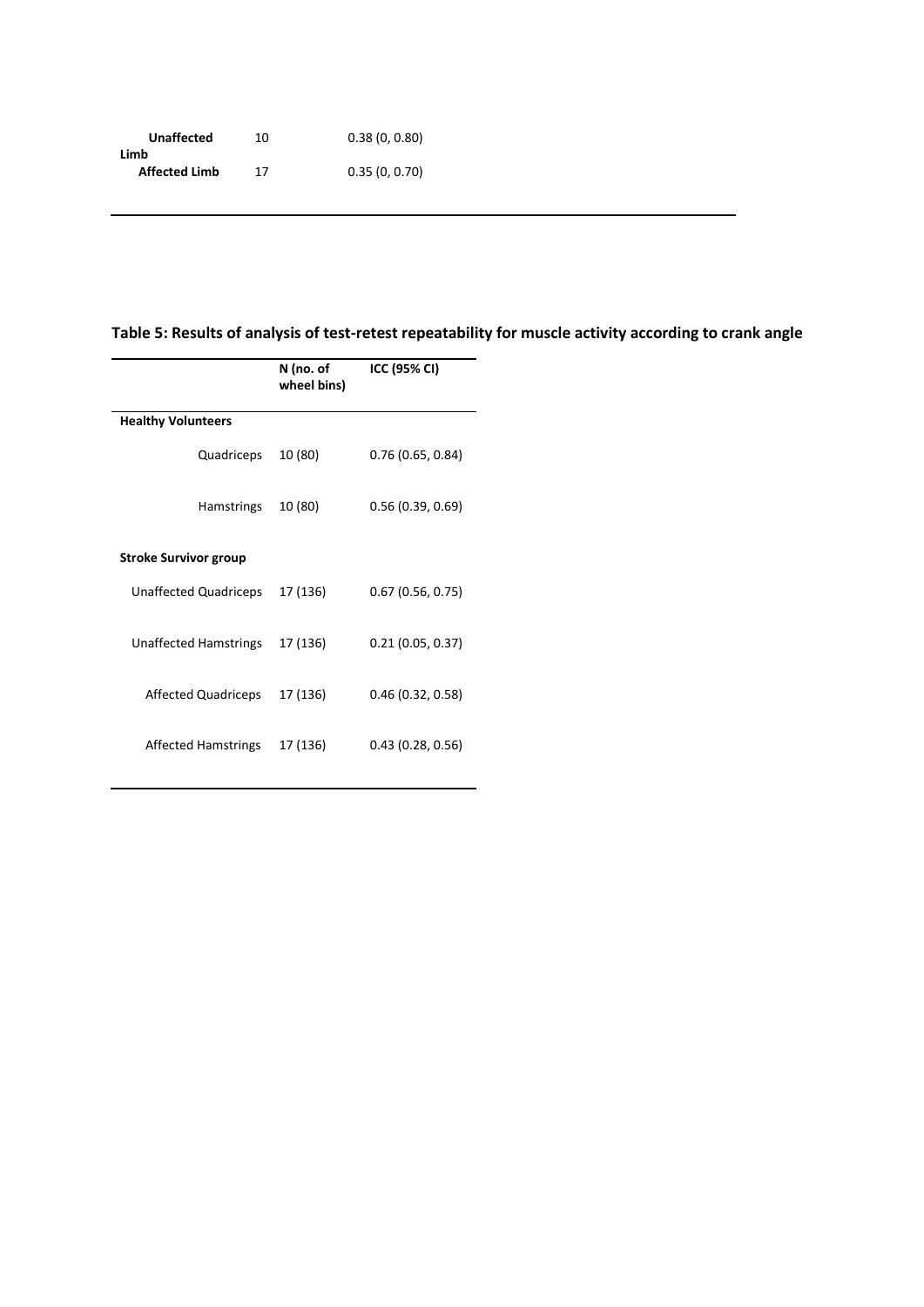| | | |
|---|---|---|
| **Unaffected Limb** | 10 | 0.38 (0, 0.80) |
| **Affected Limb** | 17 | 0.35 (0, 0.70) |

**Table 5: Results of analysis of test-retest repeatability for muscle activity according to crank angle**

| | N (no. of wheel bins) | ICC (95% CI) |
|---|---|---|
| **Healthy Volunteers** | | |
| Quadriceps | 10 (80) | 0.76 (0.65, 0.84) |
| Hamstrings | 10 (80) | 0.56 (0.39, 0.69) |
| **Stroke Survivor group** | | |
| Unaffected Quadriceps | 17 (136) | 0.67 (0.56, 0.75) |
| Unaffected Hamstrings | 17 (136) | 0.21 (0.05, 0.37) |
| Affected Quadriceps | 17 (136) | 0.46 (0.32, 0.58) |
| Affected Hamstrings | 17 (136) | 0.43 (0.28, 0.56) |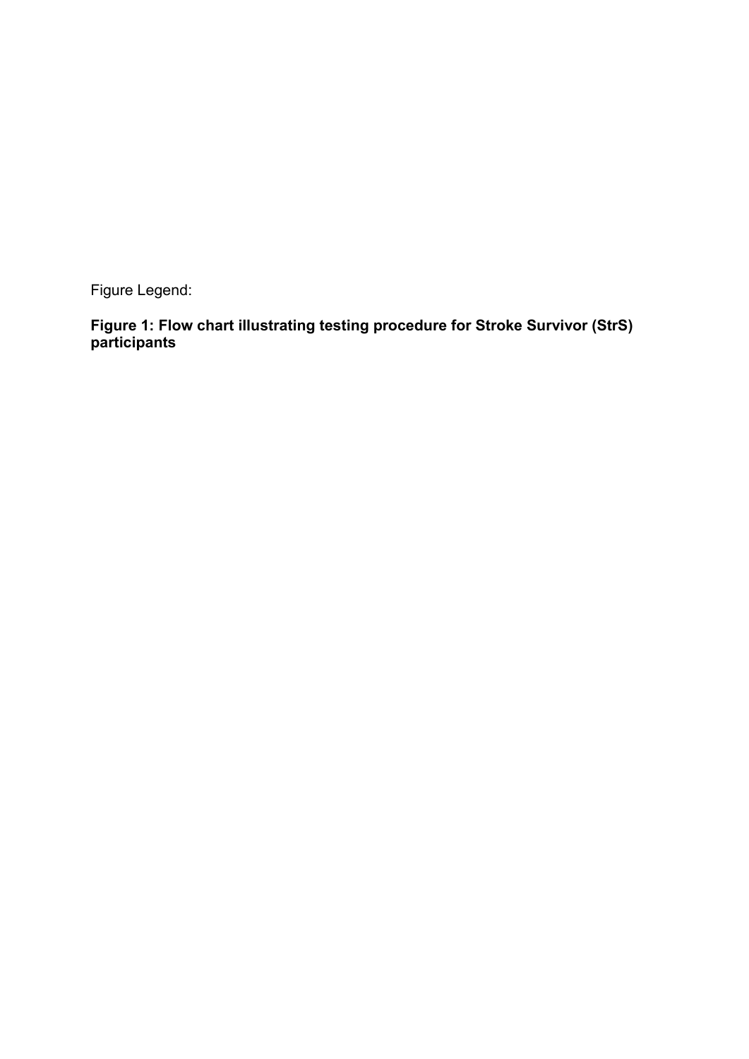Figure Legend:

**Figure 1: Flow chart illustrating testing procedure for Stroke Survivor (StrS) participants**